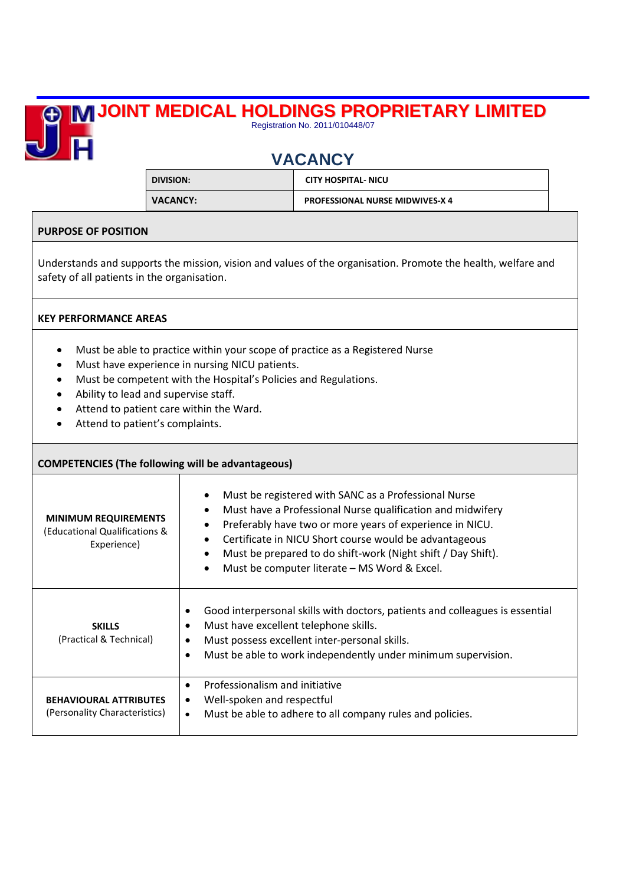# JOINT MEDICAL HOLDINGS PROPRIETARY LIMITED

Registration No. 2011/010448/07

## VACANCY

| | |
|---|---|
| **DIVISION:** | **CITY HOSPITAL- NICU** |
| **VACANCY:** | **PROFESSIONAL NURSE MIDWIVES-X 4** |

### PURPOSE OF POSITION

Understands and supports the mission, vision and values of the organisation. Promote the health, welfare and safety of all patients in the organisation.

### KEY PERFORMANCE AREAS

- Must be able to practice within your scope of practice as a Registered Nurse
- Must have experience in nursing NICU patients.
- Must be competent with the Hospital's Policies and Regulations.
- Ability to lead and supervise staff.
- Attend to patient care within the Ward.
- Attend to patient's complaints.

### COMPETENCIES (The following will be advantageous)

| | |
|---|---|
| **MINIMUM REQUIREMENTS** (Educational Qualifications & Experience) | • Must be registered with SANC as a Professional Nurse<br>• Must have a Professional Nurse qualification and midwifery<br>• Preferably have two or more years of experience in NICU.<br>• Certificate in NICU Short course would be advantageous<br>• Must be prepared to do shift-work (Night shift / Day Shift).<br>• Must be computer literate – MS Word & Excel. |
| **SKILLS** (Practical & Technical) | • Good interpersonal skills with doctors, patients and colleagues is essential<br>• Must have excellent telephone skills.<br>• Must possess excellent inter-personal skills.<br>• Must be able to work independently under minimum supervision. |
| **BEHAVIOURAL ATTRIBUTES** (Personality Characteristics) | • Professionalism and initiative<br>• Well-spoken and respectful<br>• Must be able to adhere to all company rules and policies. |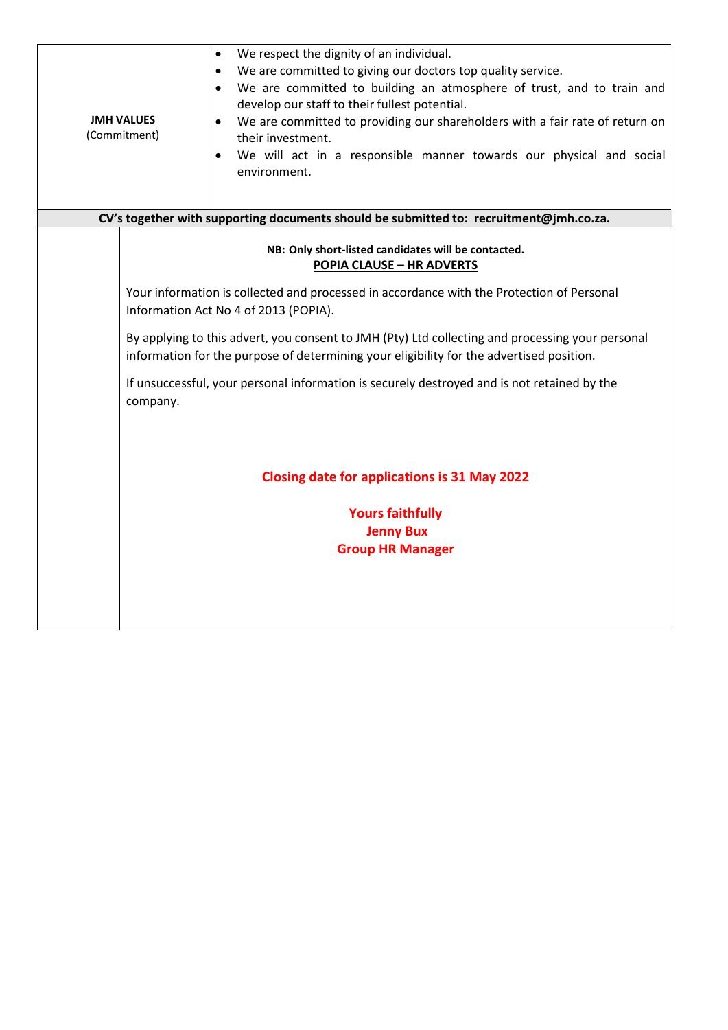| | |
|---|---|
| **JMH VALUES**<br>(Commitment) | • We respect the dignity of an individual.<br>• We are committed to giving our doctors top quality service.<br>• We are committed to building an atmosphere of trust, and to train and develop our staff to their fullest potential.<br>• We are committed to providing our shareholders with a fair rate of return on their investment.<br>• We will act in a responsible manner towards our physical and social environment. |

**CV's together with supporting documents should be submitted to: recruitment@jmh.co.za.**

**NB: Only short-listed candidates will be contacted.**

**POPIA CLAUSE – HR ADVERTS**

Your information is collected and processed in accordance with the Protection of Personal Information Act No 4 of 2013 (POPIA).

By applying to this advert, you consent to JMH (Pty) Ltd collecting and processing your personal information for the purpose of determining your eligibility for the advertised position.

If unsuccessful, your personal information is securely destroyed and is not retained by the company.

**Closing date for applications is 31 May 2022**

**Yours faithfully**
**Jenny Bux**
**Group HR Manager**